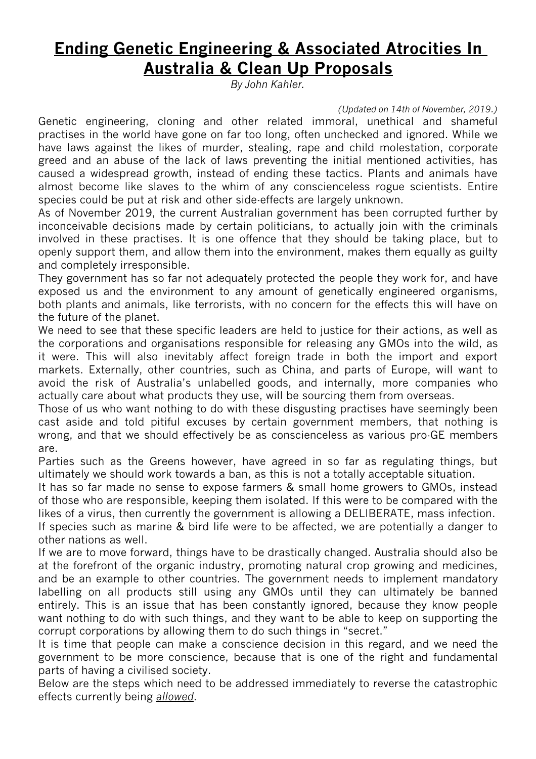# <u>Ending Genetic Engineering & Associated Atrocities In Australia & Clean Up Proposals</u>

*By John Kahler.*

*(Updated on 14th of November, 2019.)*

Genetic engineering, cloning and other related immoral, unethical and shameful practises in the world have gone on far too long, often unchecked and ignored. While we have laws against the likes of murder, stealing, rape and child molestation, corporate greed and an abuse of the lack of laws preventing the initial mentioned activities, has caused a widespread growth, instead of ending these tactics. Plants and animals have almost become like slaves to the whim of any conscienceless rogue scientists. Entire species could be put at risk and other side-effects are largely unknown.

As of November 2019, the current Australian government has been corrupted further by inconceivable decisions made by certain politicians, to actually join with the criminals involved in these practises. It is one offence that they should be taking place, but to openly support them, and allow them into the environment, makes them equally as guilty and completely irresponsible.

They government has so far not adequately protected the people they work for, and have exposed us and the environment to any amount of genetically engineered organisms, both plants and animals, like terrorists, with no concern for the effects this will have on the future of the planet.

We need to see that these specific leaders are held to justice for their actions, as well as the corporations and organisations responsible for releasing any GMOs into the wild, as it were. This will also inevitably affect foreign trade in both the import and export markets. Externally, other countries, such as China, and parts of Europe, will want to avoid the risk of Australia's unlabelled goods, and internally, more companies who actually care about what products they use, will be sourcing them from overseas.

Those of us who want nothing to do with these disgusting practises have seemingly been cast aside and told pitiful excuses by certain government members, that nothing is wrong, and that we should effectively be as conscienceless as various pro-GE members are.

Parties such as the Greens however, have agreed in so far as regulating things, but ultimately we should work towards a ban, as this is not a totally acceptable situation.

It has so far made no sense to expose farmers & small home growers to GMOs, instead of those who are responsible, keeping them isolated. If this were to be compared with the likes of a virus, then currently the government is allowing a DELIBERATE, mass infection.

If species such as marine & bird life were to be affected, we are potentially a danger to other nations as well.

If we are to move forward, things have to be drastically changed. Australia should also be at the forefront of the organic industry, promoting natural crop growing and medicines, and be an example to other countries. The government needs to implement mandatory labelling on all products still using any GMOs until they can ultimately be banned entirely. This is an issue that has been constantly ignored, because they know people want nothing to do with such things, and they want to be able to keep on supporting the corrupt corporations by allowing them to do such things in "secret."

It is time that people can make a conscience decision in this regard, and we need the government to be more conscience, because that is one of the right and fundamental parts of having a civilised society.

Below are the steps which need to be addressed immediately to reverse the catastrophic effects currently being *<u>allowed</u>*.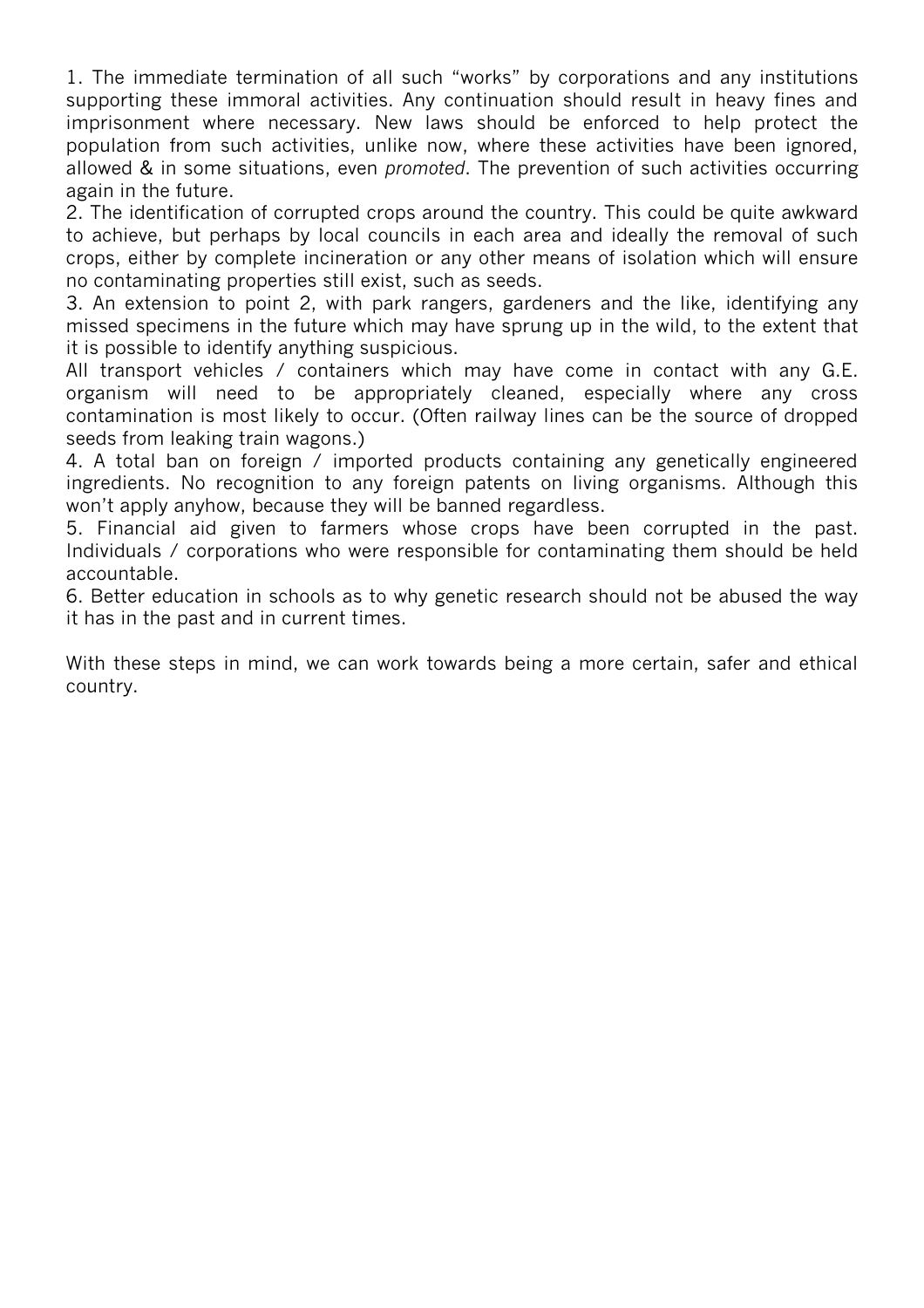1. The immediate termination of all such "works" by corporations and any institutions supporting these immoral activities. Any continuation should result in heavy fines and imprisonment where necessary. New laws should be enforced to help protect the population from such activities, unlike now, where these activities have been ignored, allowed & in some situations, even *promoted*. The prevention of such activities occurring again in the future.
2. The identification of corrupted crops around the country. This could be quite awkward to achieve, but perhaps by local councils in each area and ideally the removal of such crops, either by complete incineration or any other means of isolation which will ensure no contaminating properties still exist, such as seeds.
3. An extension to point 2, with park rangers, gardeners and the like, identifying any missed specimens in the future which may have sprung up in the wild, to the extent that it is possible to identify anything suspicious.
All transport vehicles / containers which may have come in contact with any G.E. organism will need to be appropriately cleaned, especially where any cross contamination is most likely to occur. (Often railway lines can be the source of dropped seeds from leaking train wagons.)
4. A total ban on foreign / imported products containing any genetically engineered ingredients. No recognition to any foreign patents on living organisms. Although this won't apply anyhow, because they will be banned regardless.
5. Financial aid given to farmers whose crops have been corrupted in the past. Individuals / corporations who were responsible for contaminating them should be held accountable.
6. Better education in schools as to why genetic research should not be abused the way it has in the past and in current times.

With these steps in mind, we can work towards being a more certain, safer and ethical country.